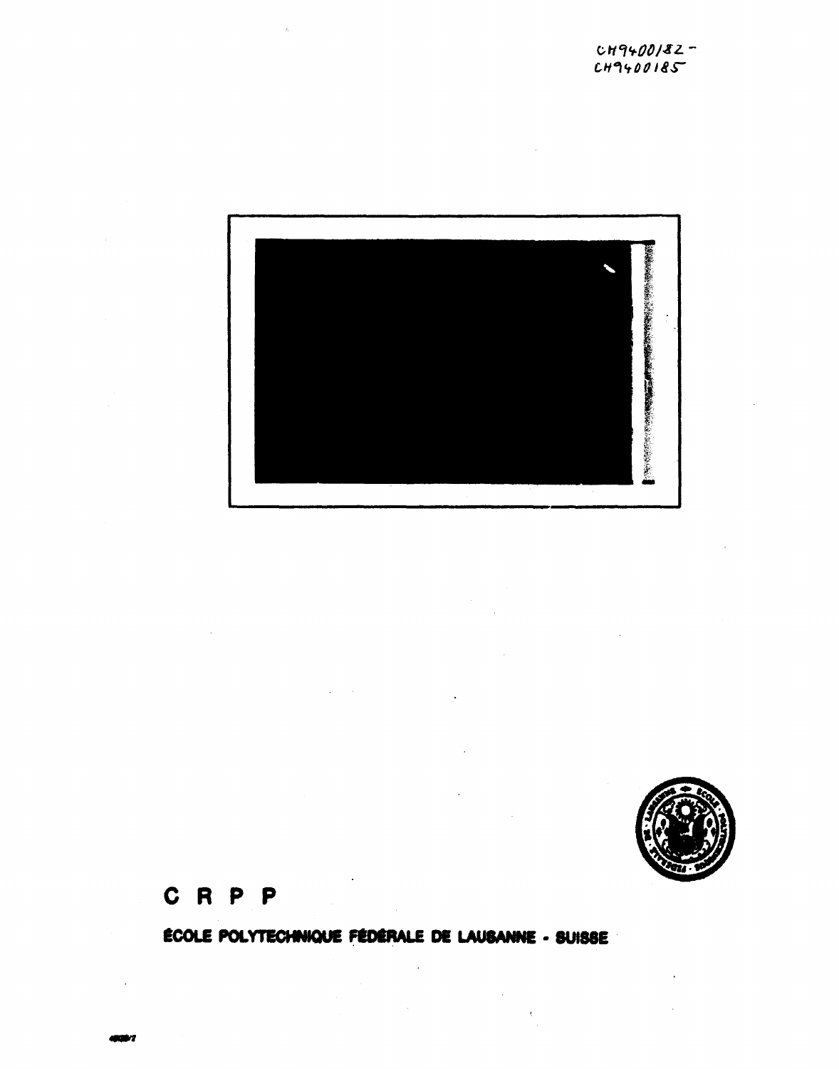CH9400182 -
CH9400185

# C R P P

**ÉCOLE POLYTECHNIQUE FÉDÉRALE DE LAUSANNE - SUISSE**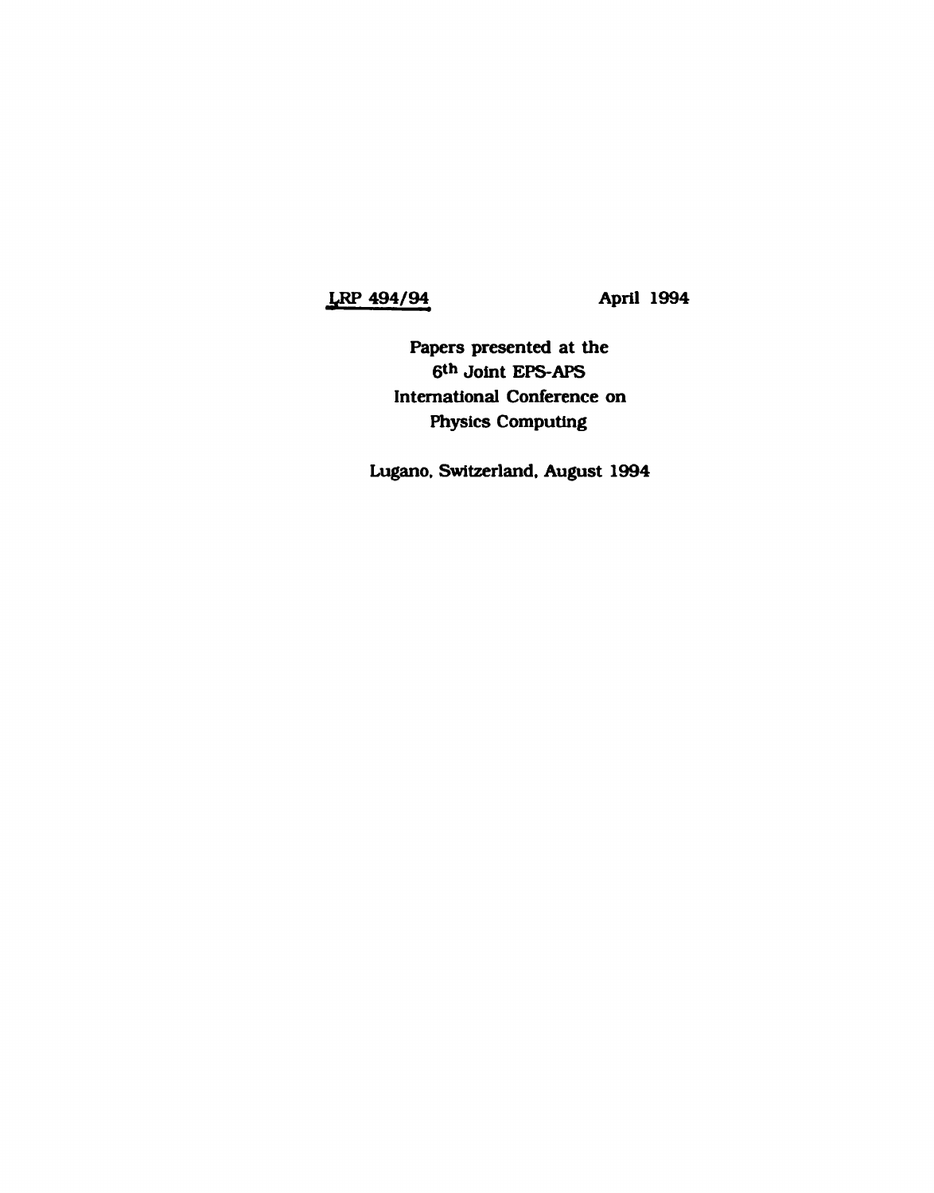LRP 494/94 April 1994

**Papers presented at the**
**6th Joint EPS-APS**
**International Conference on**
**Physics Computing**

**Lugano, Switzerland, August 1994**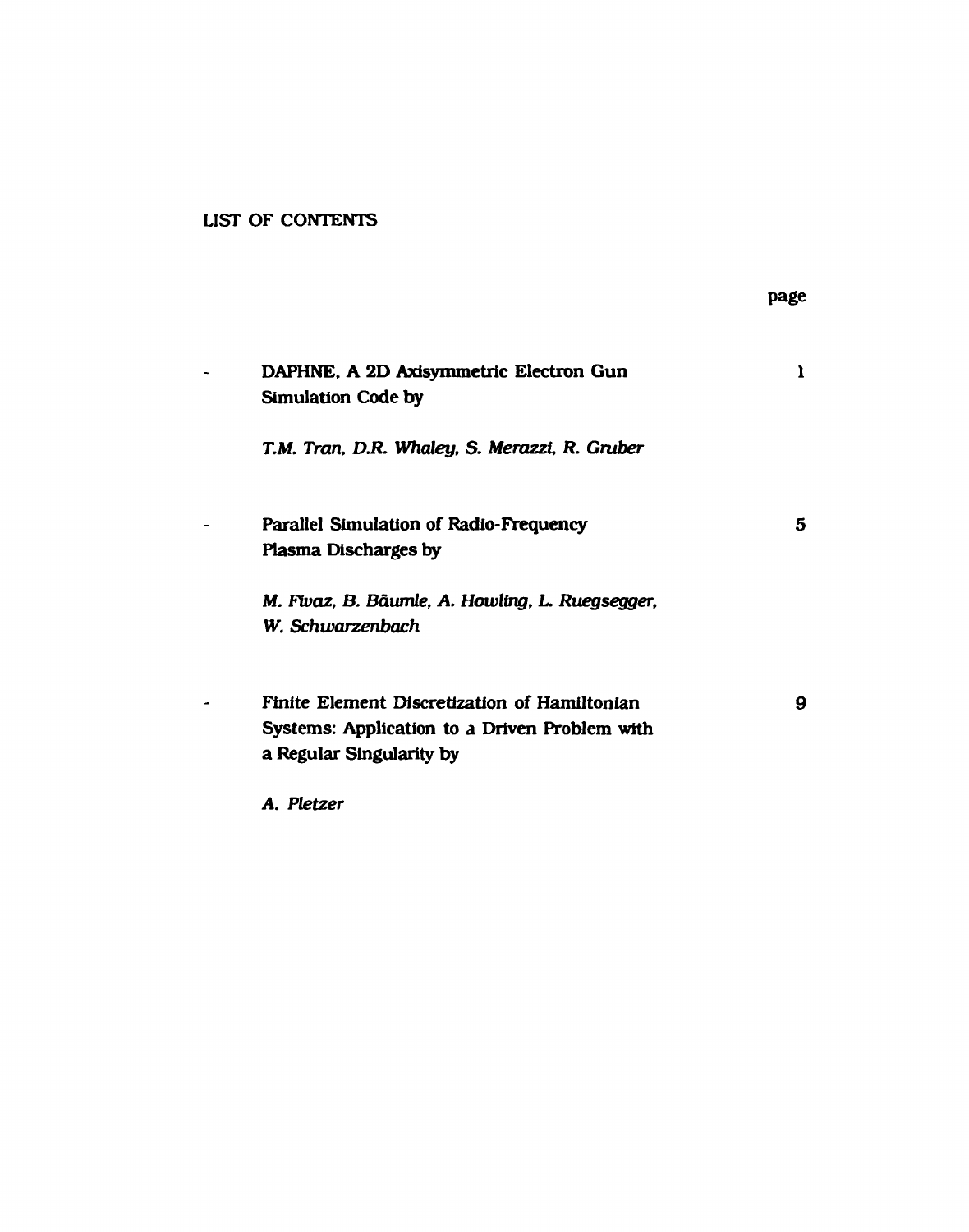## LIST OF CONTENTS

| | | page |
|---|---|---|
| - | DAPHNE, A 2D Axisymmetric Electron Gun Simulation Code by<br><br>*T.M. Tran, D.R. Whaley, S. Merazzi, R. Gruber* | 1 |
| - | Parallel Simulation of Radio-Frequency Plasma Discharges by<br><br>*M. Fiwaz, B. Bäumle, A. Howling, L. Ruegsegger, W. Schwarzenbach* | 5 |
| - | Finite Element Discretization of Hamiltonian Systems: Application to a Driven Problem with a Regular Singularity by<br><br>*A. Pletzer* | 9 |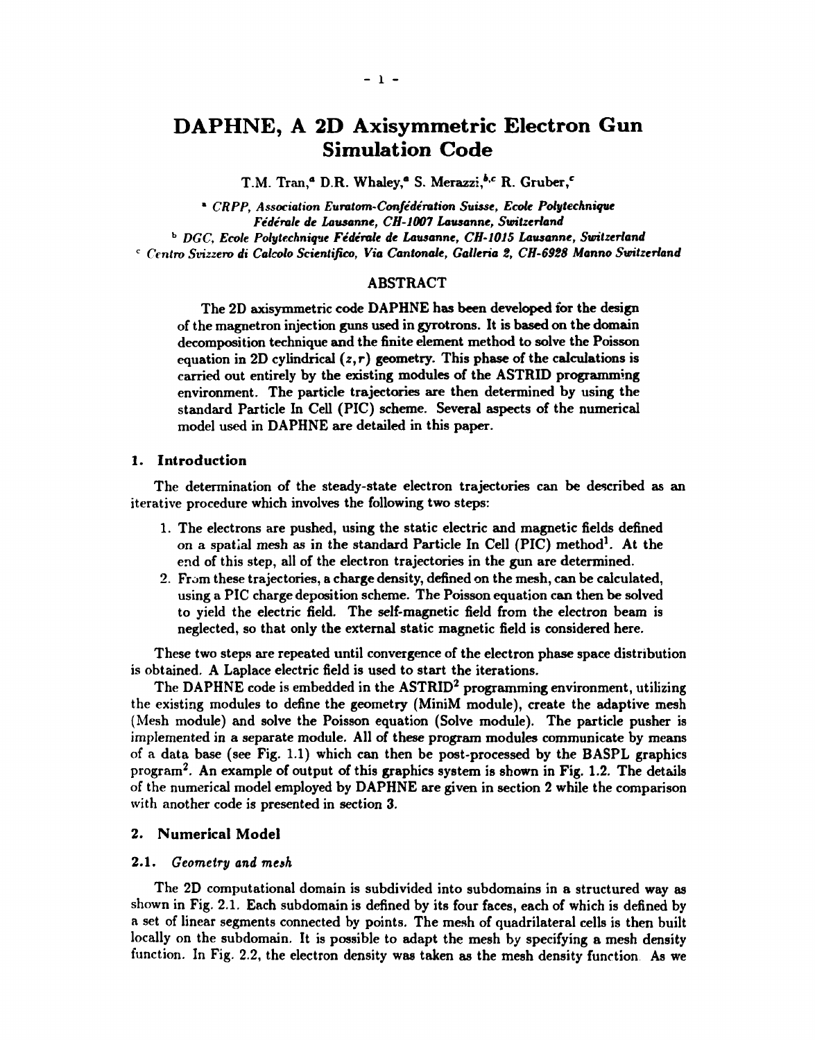# DAPHNE, A 2D Axisymmetric Electron Gun Simulation Code

T.M. Tran,[a] D.R. Whaley,[a] S. Merazzi,[b,c] R. Gruber,[c]

[a] *CRPP, Association Euratom-Confédération Suisse, Ecole Polytechnique Fédérale de Lausanne, CH-1007 Lausanne, Switzerland*

[b] *DGC, Ecole Polytechnique Fédérale de Lausanne, CH-1015 Lausanne, Switzerland*

[c] *Centro Svizzero di Calcolo Scientifico, Via Cantonale, Galleria 2, CH-6928 Manno Switzerland*

## ABSTRACT

The 2D axisymmetric code DAPHNE has been developed for the design of the magnetron injection guns used in gyrotrons. It is based on the domain decomposition technique and the finite element method to solve the Poisson equation in 2D cylindrical $(z, r)$ geometry. This phase of the calculations is carried out entirely by the existing modules of the ASTRID programming environment. The particle trajectories are then determined by using the standard Particle In Cell (PIC) scheme. Several aspects of the numerical model used in DAPHNE are detailed in this paper.

## 1. Introduction

The determination of the steady-state electron trajectories can be described as an iterative procedure which involves the following two steps:

1. The electrons are pushed, using the static electric and magnetic fields defined on a spatial mesh as in the standard Particle In Cell (PIC) method[1]. At the end of this step, all of the electron trajectories in the gun are determined.
2. From these trajectories, a charge density, defined on the mesh, can be calculated, using a PIC charge deposition scheme. The Poisson equation can then be solved to yield the electric field. The self-magnetic field from the electron beam is neglected, so that only the external static magnetic field is considered here.

These two steps are repeated until convergence of the electron phase space distribution is obtained. A Laplace electric field is used to start the iterations.

The DAPHNE code is embedded in the ASTRID[2] programming environment, utilizing the existing modules to define the geometry (MiniM module), create the adaptive mesh (Mesh module) and solve the Poisson equation (Solve module). The particle pusher is implemented in a separate module. All of these program modules communicate by means of a data base (see Fig. 1.1) which can then be post-processed by the BASPL graphics program[2]. An example of output of this graphics system is shown in Fig. 1.2. The details of the numerical model employed by DAPHNE are given in section 2 while the comparison with another code is presented in section 3.

## 2. Numerical Model

### 2.1. *Geometry and mesh*

The 2D computational domain is subdivided into subdomains in a structured way as shown in Fig. 2.1. Each subdomain is defined by its four faces, each of which is defined by a set of linear segments connected by points. The mesh of quadrilateral cells is then built locally on the subdomain. It is possible to adapt the mesh by specifying a mesh density function. In Fig. 2.2, the electron density was taken as the mesh density function. As we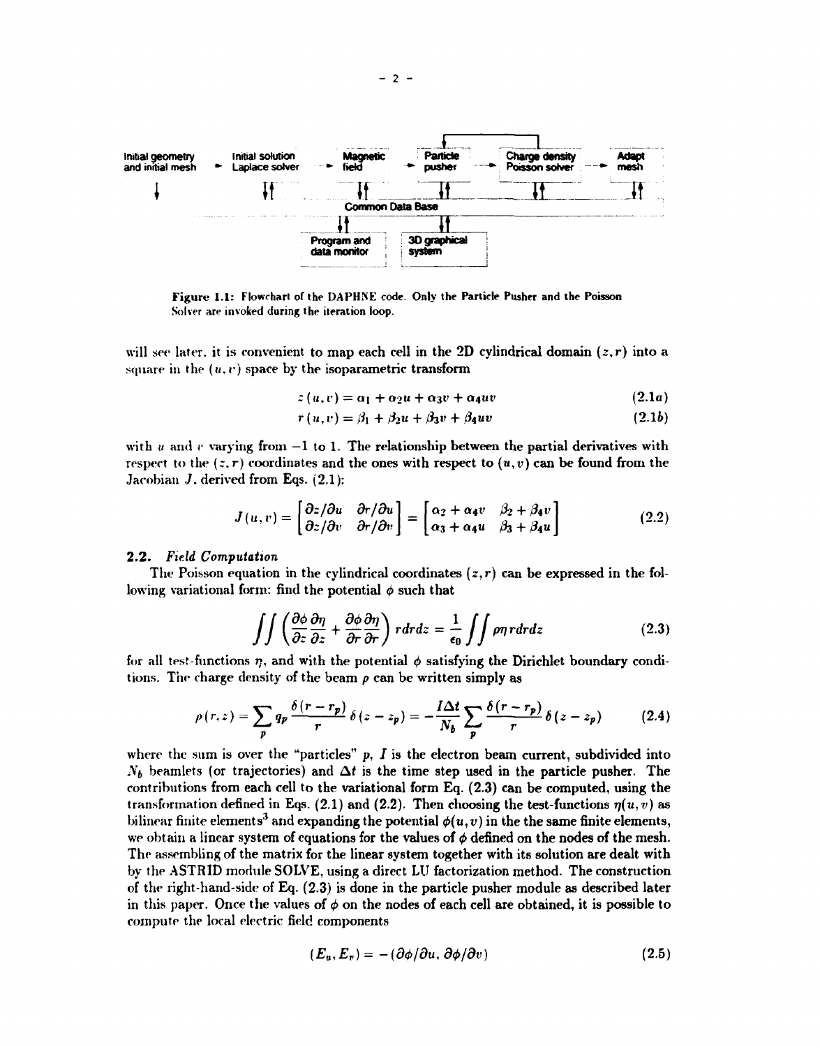Initial geometry and initial mesh → Initial solution Laplace solver → Magnetic field → Particle pusher → Charge density Poisson solver → Adapt mesh

Common Data Base

Program and data monitor

3D graphical system

**Figure 1.1:** Flowchart of the DAPHNE code. Only the Particle Pusher and the Poisson Solver are invoked during the iteration loop.

will see later, it is convenient to map each cell in the 2D cylindrical domain $(z, r)$ into a square in the $(u, v)$ space by the isoparametric transform

$$z(u, v) = \alpha_1 + \alpha_2 u + \alpha_3 v + \alpha_4 uv \tag{2.1a}$$

$$r(u, v) = \beta_1 + \beta_2 u + \beta_3 v + \beta_4 uv \tag{2.1b}$$

with $u$ and $v$ varying from $-1$ to 1. The relationship between the partial derivatives with respect to the $(z, r)$ coordinates and the ones with respect to $(u, v)$ can be found from the Jacobian $J$, derived from Eqs. (2.1):

$$J(u, v) = \begin{bmatrix} \partial z/\partial u & \partial r/\partial u \\ \partial z/\partial v & \partial r/\partial v \end{bmatrix} = \begin{bmatrix} \alpha_2 + \alpha_4 v & \beta_2 + \beta_4 v \\ \alpha_3 + \alpha_4 u & \beta_3 + \beta_4 u \end{bmatrix} \tag{2.2}$$

## 2.2. *Field Computation*

The Poisson equation in the cylindrical coordinates $(z, r)$ can be expressed in the following variational form: find the potential $\phi$ such that

$$\iint \left( \frac{\partial \phi}{\partial z}\frac{\partial \eta}{\partial z} + \frac{\partial \phi}{\partial r}\frac{\partial \eta}{\partial r} \right) r dr dz = \frac{1}{\epsilon_0} \iint \rho \eta r dr dz \tag{2.3}$$

for all test-functions $\eta$, and with the potential $\phi$ satisfying the Dirichlet boundary conditions. The charge density of the beam $\rho$ can be written simply as

$$\rho(r, z) = \sum_p q_p \frac{\delta(r - r_p)}{r} \delta(z - z_p) = -\frac{I \Delta t}{N_b} \sum_p \frac{\delta(r - r_p)}{r} \delta(z - z_p) \tag{2.4}$$

where the sum is over the "particles" $p$, $I$ is the electron beam current, subdivided into $N_b$ beamlets (or trajectories) and $\Delta t$ is the time step used in the particle pusher. The contributions from each cell to the variational form Eq. (2.3) can be computed, using the transformation defined in Eqs. (2.1) and (2.2). Then choosing the test-functions $\eta(u, v)$ as bilinear finite elements[3] and expanding the potential $\phi(u, v)$ in the the same finite elements, we obtain a linear system of equations for the values of $\phi$ defined on the nodes of the mesh. The assembling of the matrix for the linear system together with its solution are dealt with by the ASTRID module SOLVE, using a direct LU factorization method. The construction of the right-hand-side of Eq. (2.3) is done in the particle pusher module as described later in this paper. Once the values of $\phi$ on the nodes of each cell are obtained, it is possible to compute the local electric field components

$$(E_u, E_v) = -(\partial \phi/\partial u, \partial \phi/\partial v) \tag{2.5}$$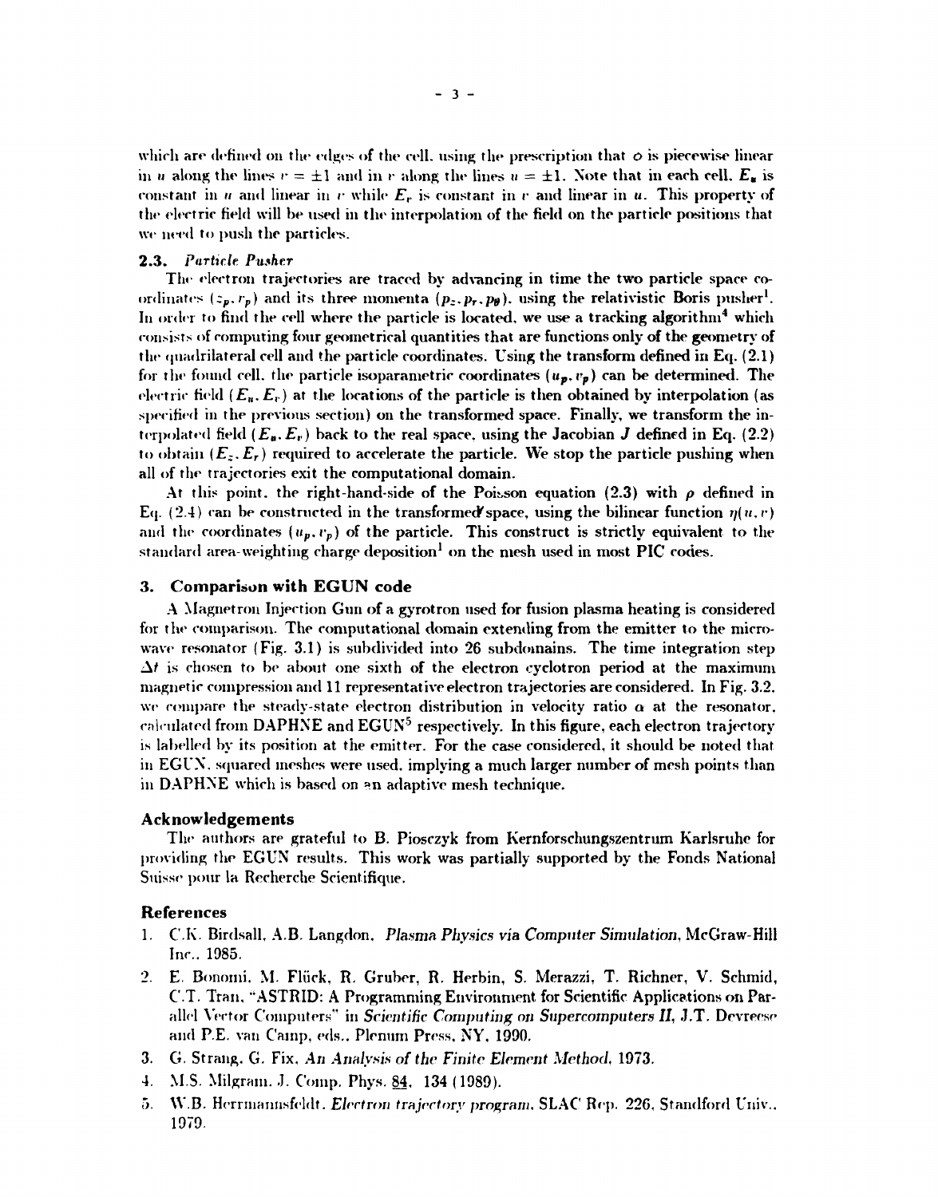which are defined on the edges of the cell, using the prescription that $\phi$ is piecewise linear in $u$ along the lines $v = \pm 1$ and in $v$ along the lines $u = \pm 1$. Note that in each cell, $E_u$ is constant in $u$ and linear in $v$ while $E_v$ is constant in $v$ and linear in $u$. This property of the electric field will be used in the interpolation of the field on the particle positions that we need to push the particles.

### 2.3. *Particle Pusher*

The electron trajectories are traced by advancing in time the two particle space coordinates $(z_p, r_p)$ and its three momenta $(p_z, p_r, p_\theta)$, using the relativistic Boris pusher[1]. In order to find the cell where the particle is located, we use a tracking algorithm[4] which consists of computing four geometrical quantities that are functions only of the geometry of the quadrilateral cell and the particle coordinates. Using the transform defined in Eq. (2.1) for the found cell, the particle isoparametric coordinates $(u_p, v_p)$ can be determined. The electric field $(E_u, E_v)$ at the locations of the particle is then obtained by interpolation (as specified in the previous section) on the transformed space. Finally, we transform the interpolated field $(E_u, E_v)$ back to the real space, using the Jacobian $J$ defined in Eq. (2.2) to obtain $(E_z, E_r)$ required to accelerate the particle. We stop the particle pushing when all of the trajectories exit the computational domain.

At this point, the right-hand-side of the Poisson equation (2.3) with $\rho$ defined in Eq. (2.4) can be constructed in the transformed space, using the bilinear function $\eta(u, v)$ and the coordinates $(u_p, v_p)$ of the particle. This construct is strictly equivalent to the standard area-weighting charge deposition[1] on the mesh used in most PIC codes.

## 3. Comparison with EGUN code

A Magnetron Injection Gun of a gyrotron used for fusion plasma heating is considered for the comparison. The computational domain extending from the emitter to the microwave resonator (Fig. 3.1) is subdivided into 26 subdomains. The time integration step $\Delta t$ is chosen to be about one sixth of the electron cyclotron period at the maximum magnetic compression and 11 representative electron trajectories are considered. In Fig. 3.2, we compare the steady-state electron distribution in velocity ratio $\alpha$ at the resonator, calculated from DAPHNE and EGUN[5] respectively. In this figure, each electron trajectory is labelled by its position at the emitter. For the case considered, it should be noted that in EGUN, squared meshes were used, implying a much larger number of mesh points than in DAPHNE which is based on an adaptive mesh technique.

## Acknowledgements

The authors are grateful to B. Piosczyk from Kernforschungszentrum Karlsruhe for providing the EGUN results. This work was partially supported by the Fonds National Suisse pour la Recherche Scientifique.

## References

1. C.K. Birdsall, A.B. Langdon, *Plasma Physics via Computer Simulation*, McGraw-Hill Inc., 1985.
2. E. Bonomi, M. Flück, R. Gruber, R. Herbin, S. Merazzi, T. Richner, V. Schmid, C.T. Tran, "ASTRID: A Programming Environment for Scientific Applications on Parallel Vector Computers" in *Scientific Computing on Supercomputers II*, J.T. Devreese and P.E. van Camp, eds., Plenum Press, NY, 1990.
3. G. Strang, G. Fix, *An Analysis of the Finite Element Method*, 1973.
4. M.S. Milgram, J. Comp. Phys. 84, 134 (1989).
5. W.B. Herrmannsfeldt, *Electron trajectory program*, SLAC Rep. 226, Standford Univ., 1979.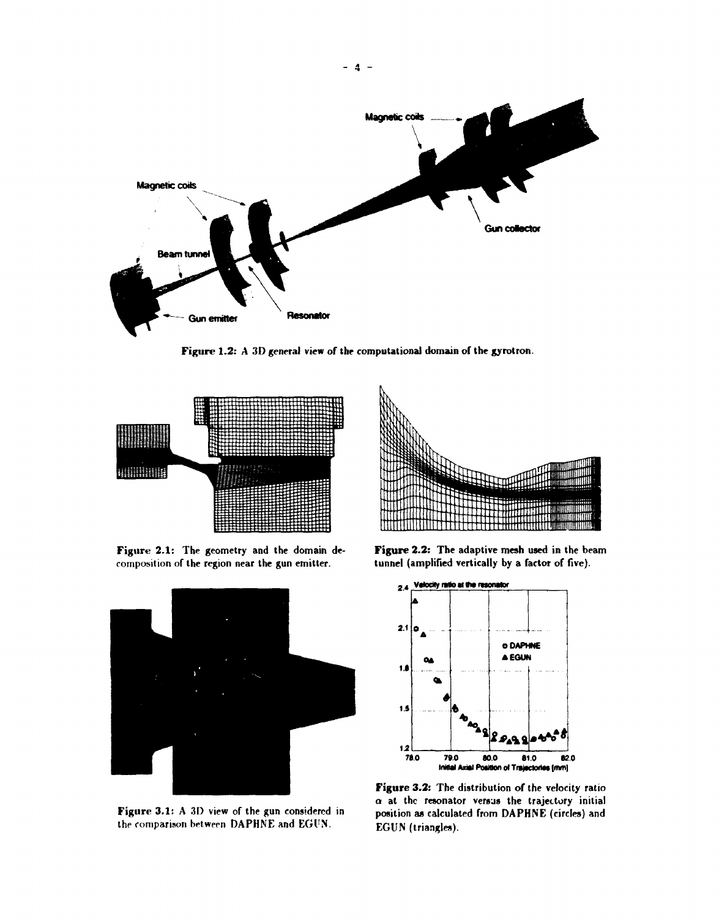Figure 1.2: A 3D general view of the computational domain of the gyrotron.

Figure 2.1: The geometry and the domain decomposition of the region near the gun emitter.

Figure 2.2: The adaptive mesh used in the beam tunnel (amplified vertically by a factor of five).

Figure 3.1: A 3D view of the gun considered in the comparison between DAPHNE and EGUN.

Figure 3.2: The distribution of the velocity ratio $\alpha$ at the resonator versus the trajectory initial position as calculated from DAPHNE (circles) and EGUN (triangles).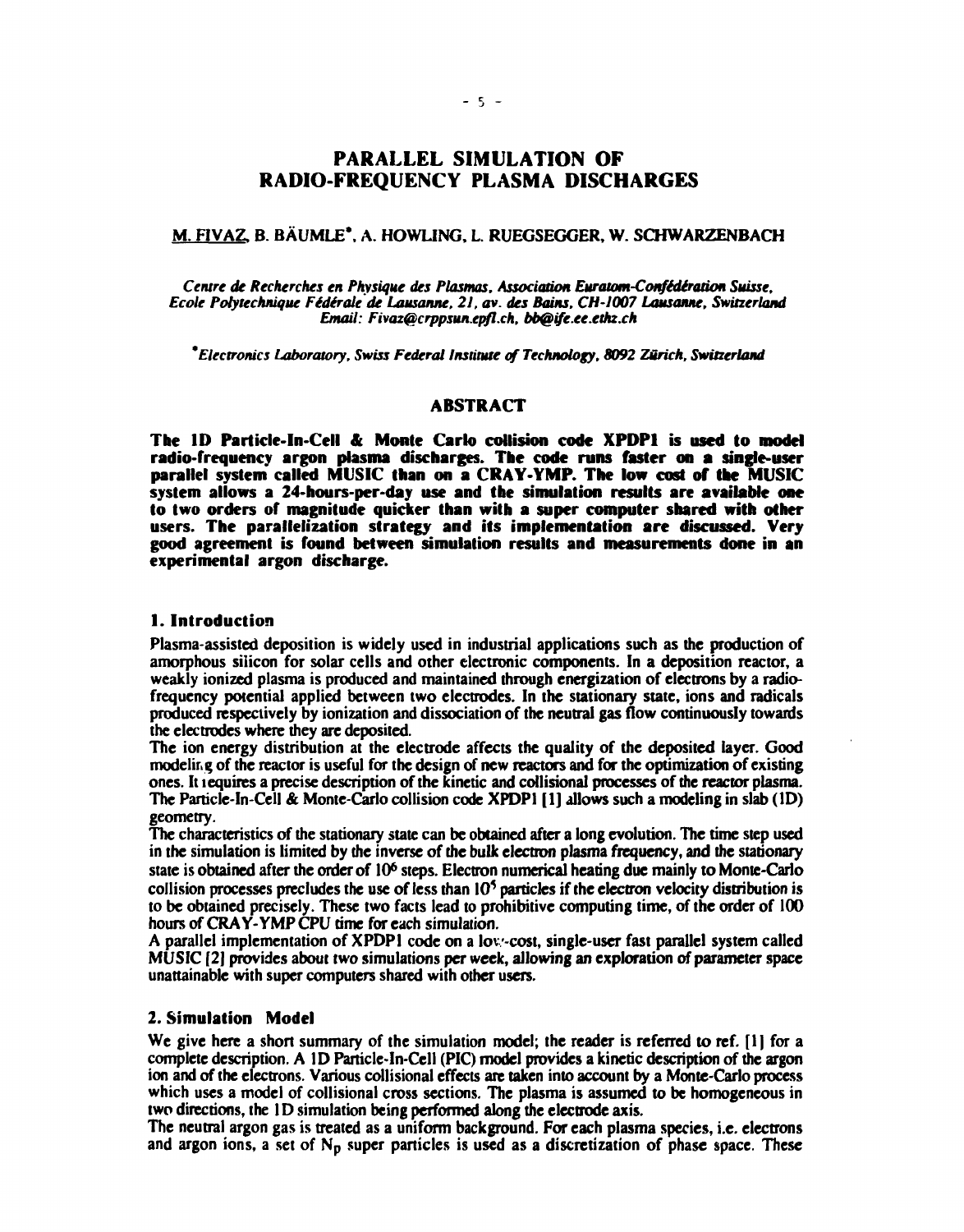# PARALLEL SIMULATION OF RADIO-FREQUENCY PLASMA DISCHARGES

M. FIVAZ, B. BÄUMLE*, A. HOWLING, L. RUEGSEGGER, W. SCHWARZENBACH

*Centre de Recherches en Physique des Plasmas, Association Euratom-Confédération Suisse, Ecole Polytechnique Fédérale de Lausanne, 21, av. des Bains, CH-1007 Lausanne, Switzerland*
*Email: Fivaz@crppsun.epfl.ch, bb@ife.ee.ethz.ch*

*Electronics Laboratory, Swiss Federal Institute of Technology, 8092 Zürich, Switzerland*

## ABSTRACT

**The 1D Particle-In-Cell & Monte Carlo collision code XPDP1 is used to model radio-frequency argon plasma discharges. The code runs faster on a single-user parallel system called MUSIC than on a CRAY-YMP. The low cost of the MUSIC system allows a 24-hours-per-day use and the simulation results are available one to two orders of magnitude quicker than with a super computer shared with other users. The parallelization strategy and its implementation are discussed. Very good agreement is found between simulation results and measurements done in an experimental argon discharge.**

## 1. Introduction

Plasma-assisted deposition is widely used in industrial applications such as the production of amorphous silicon for solar cells and other electronic components. In a deposition reactor, a weakly ionized plasma is produced and maintained through energization of electrons by a radio-frequency potential applied between two electrodes. In the stationary state, ions and radicals produced respectively by ionization and dissociation of the neutral gas flow continuously towards the electrodes where they are deposited.

The ion energy distribution at the electrode affects the quality of the deposited layer. Good modeling of the reactor is useful for the design of new reactors and for the optimization of existing ones. It requires a precise description of the kinetic and collisional processes of the reactor plasma. The Particle-In-Cell & Monte-Carlo collision code XPDP1 [1] allows such a modeling in slab (1D) geometry.

The characteristics of the stationary state can be obtained after a long evolution. The time step used in the simulation is limited by the inverse of the bulk electron plasma frequency, and the stationary state is obtained after the order of $10^6$ steps. Electron numerical heating due mainly to Monte-Carlo collision processes precludes the use of less than $10^5$ particles if the electron velocity distribution is to be obtained precisely. These two facts lead to prohibitive computing time, of the order of 100 hours of CRAY-YMP CPU time for each simulation.

A parallel implementation of XPDP1 code on a low-cost, single-user fast parallel system called MUSIC [2] provides about two simulations per week, allowing an exploration of parameter space unattainable with super computers shared with other users.

## 2. Simulation Model

We give here a short summary of the simulation model; the reader is referred to ref. [1] for a complete description. A 1D Particle-In-Cell (PIC) model provides a kinetic description of the argon ion and of the electrons. Various collisional effects are taken into account by a Monte-Carlo process which uses a model of collisional cross sections. The plasma is assumed to be homogeneous in two directions, the 1D simulation being performed along the electrode axis.

The neutral argon gas is treated as a uniform background. For each plasma species, i.e. electrons and argon ions, a set of $N_p$ super particles is used as a discretization of phase space. These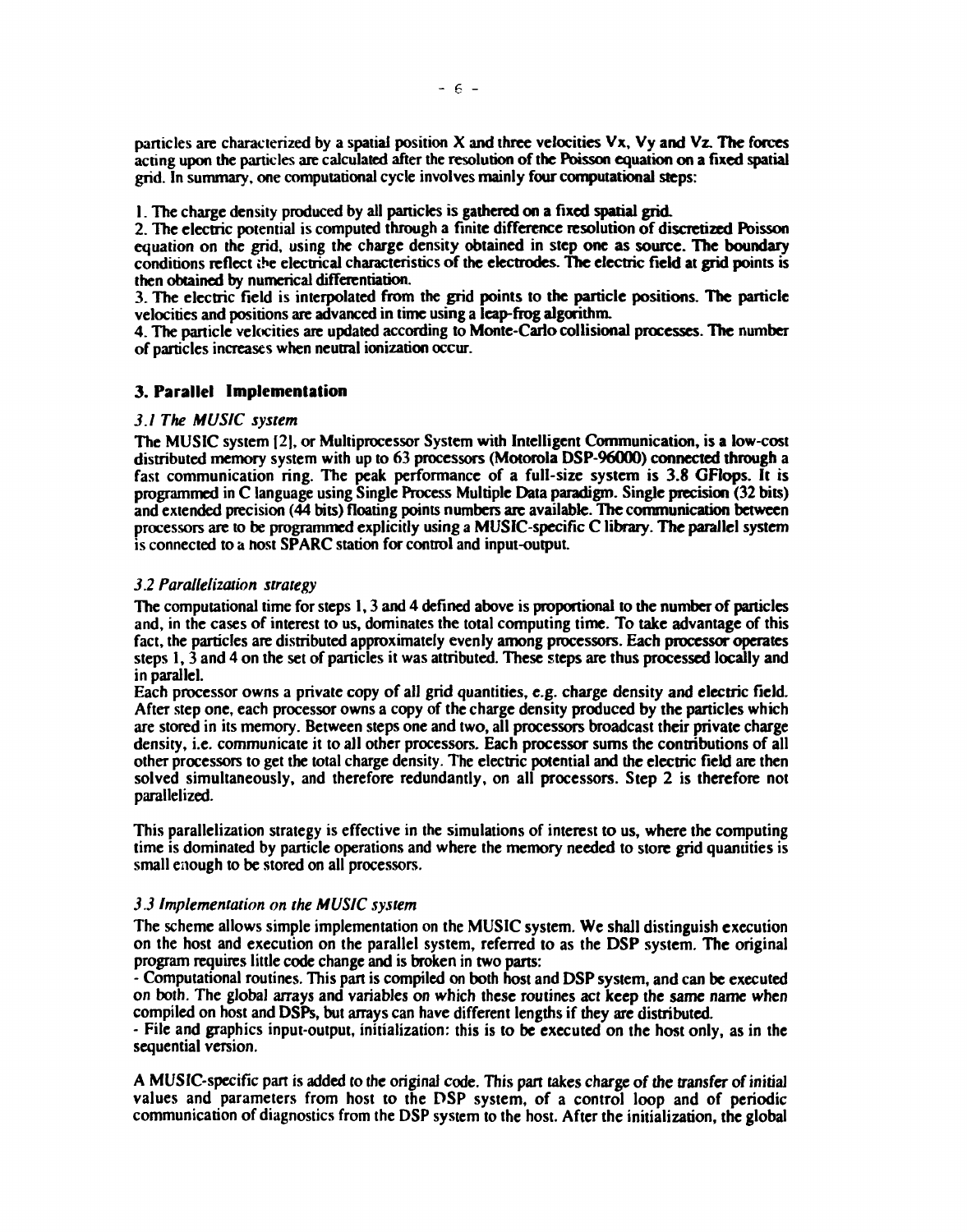particles are characterized by a spatial position X and three velocities Vx, Vy and Vz. The forces acting upon the particles are calculated after the resolution of the Poisson equation on a fixed spatial grid. In summary, one computational cycle involves mainly four computational steps:

1. The charge density produced by all particles is gathered on a fixed spatial grid.
2. The electric potential is computed through a finite difference resolution of discretized Poisson equation on the grid, using the charge density obtained in step one as source. The boundary conditions reflect the electrical characteristics of the electrodes. The electric field at grid points is then obtained by numerical differentiation.
3. The electric field is interpolated from the grid points to the particle positions. The particle velocities and positions are advanced in time using a leap-frog algorithm.
4. The particle velocities are updated according to Monte-Carlo collisional processes. The number of particles increases when neutral ionization occur.

## 3. Parallel Implementation

### *3.1 The MUSIC system*

The MUSIC system [2], or Multiprocessor System with Intelligent Communication, is a low-cost distributed memory system with up to 63 processors (Motorola DSP-96000) connected through a fast communication ring. The peak performance of a full-size system is 3.8 GFlops. It is programmed in C language using Single Process Multiple Data paradigm. Single precision (32 bits) and extended precision (44 bits) floating points numbers are available. The communication between processors are to be programmed explicitly using a MUSIC-specific C library. The parallel system is connected to a host SPARC station for control and input-output.

### *3.2 Parallelization strategy*

The computational time for steps 1, 3 and 4 defined above is proportional to the number of particles and, in the cases of interest to us, dominates the total computing time. To take advantage of this fact, the particles are distributed approximately evenly among processors. Each processor operates steps 1, 3 and 4 on the set of particles it was attributed. These steps are thus processed locally and in parallel.
Each processor owns a private copy of all grid quantities, e.g. charge density and electric field. After step one, each processor owns a copy of the charge density produced by the particles which are stored in its memory. Between steps one and two, all processors broadcast their private charge density, i.e. communicate it to all other processors. Each processor sums the contributions of all other processors to get the total charge density. The electric potential and the electric field are then solved simultaneously, and therefore redundantly, on all processors. Step 2 is therefore not parallelized.

This parallelization strategy is effective in the simulations of interest to us, where the computing time is dominated by particle operations and where the memory needed to store grid quantities is small enough to be stored on all processors.

### *3.3 Implementation on the MUSIC system*

The scheme allows simple implementation on the MUSIC system. We shall distinguish execution on the host and execution on the parallel system, referred to as the DSP system. The original program requires little code change and is broken in two parts:
- Computational routines. This part is compiled on both host and DSP system, and can be executed on both. The global arrays and variables on which these routines act keep the same name when compiled on host and DSPs, but arrays can have different lengths if they are distributed.
- File and graphics input-output, initialization: this is to be executed on the host only, as in the sequential version.

A MUSIC-specific part is added to the original code. This part takes charge of the transfer of initial values and parameters from host to the DSP system, of a control loop and of periodic communication of diagnostics from the DSP system to the host. After the initialization, the global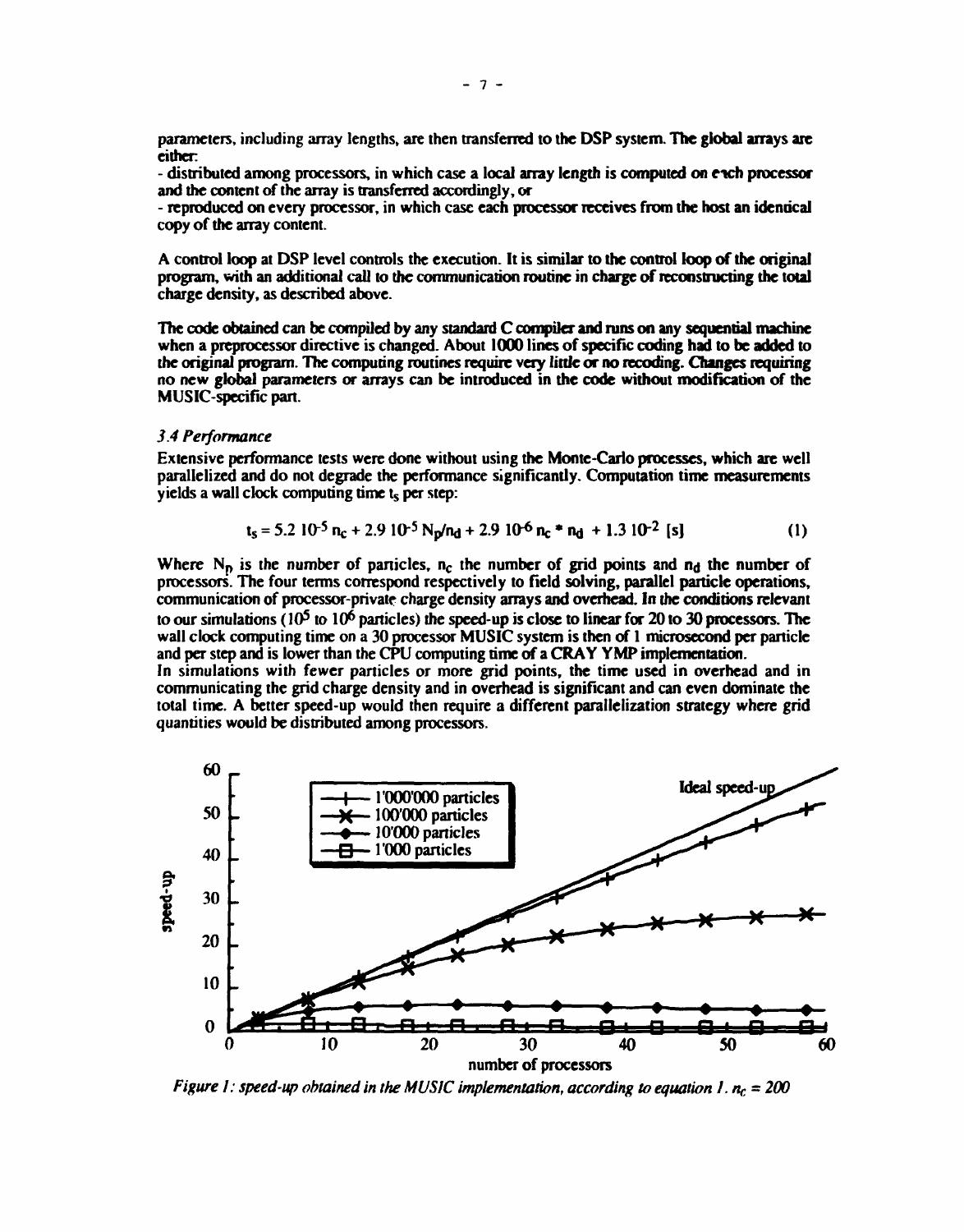parameters, including array lengths, are then transferred to the DSP system. The global arrays are either:

- distributed among processors, in which case a local array length is computed on each processor and the content of the array is transferred accordingly, or
- reproduced on every processor, in which case each processor receives from the host an identical copy of the array content.

A control loop at DSP level controls the execution. It is similar to the control loop of the original program, with an additional call to the communication routine in charge of reconstructing the total charge density, as described above.

The code obtained can be compiled by any standard C compiler and runs on any sequential machine when a preprocessor directive is changed. About 1000 lines of specific coding had to be added to the original program. The computing routines require very little or no recoding. Changes requiring no new global parameters or arrays can be introduced in the code without modification of the MUSIC-specific part.

### *3.4 Performance*

Extensive performance tests were done without using the Monte-Carlo processes, which are well parallelized and do not degrade the performance significantly. Computation time measurements yields a wall clock computing time $t_s$ per step:

$$t_s = 5.2\ 10^{-5}\ n_c + 2.9\ 10^{-5}\ N_p/n_d + 2.9\ 10^{-6}\ n_c * n_d\ + 1.3\ 10^{-2}\ [s] \qquad (1)$$

Where $N_p$ is the number of particles, $n_c$ the number of grid points and $n_d$ the number of processors. The four terms correspond respectively to field solving, parallel particle operations, communication of processor-private charge density arrays and overhead. In the conditions relevant to our simulations ($10^5$ to $10^6$ particles) the speed-up is close to linear for 20 to 30 processors. The wall clock computing time on a 30 processor MUSIC system is then of 1 microsecond per particle and per step and is lower than the CPU computing time of a CRAY YMP implementation.

In simulations with fewer particles or more grid points, the time used in overhead and in communicating the grid charge density and in overhead is significant and can even dominate the total time. A better speed-up would then require a different parallelization strategy where grid quantities would be distributed among processors.

*Figure 1: speed-up obtained in the MUSIC implementation, according to equation 1. $n_c = 200$*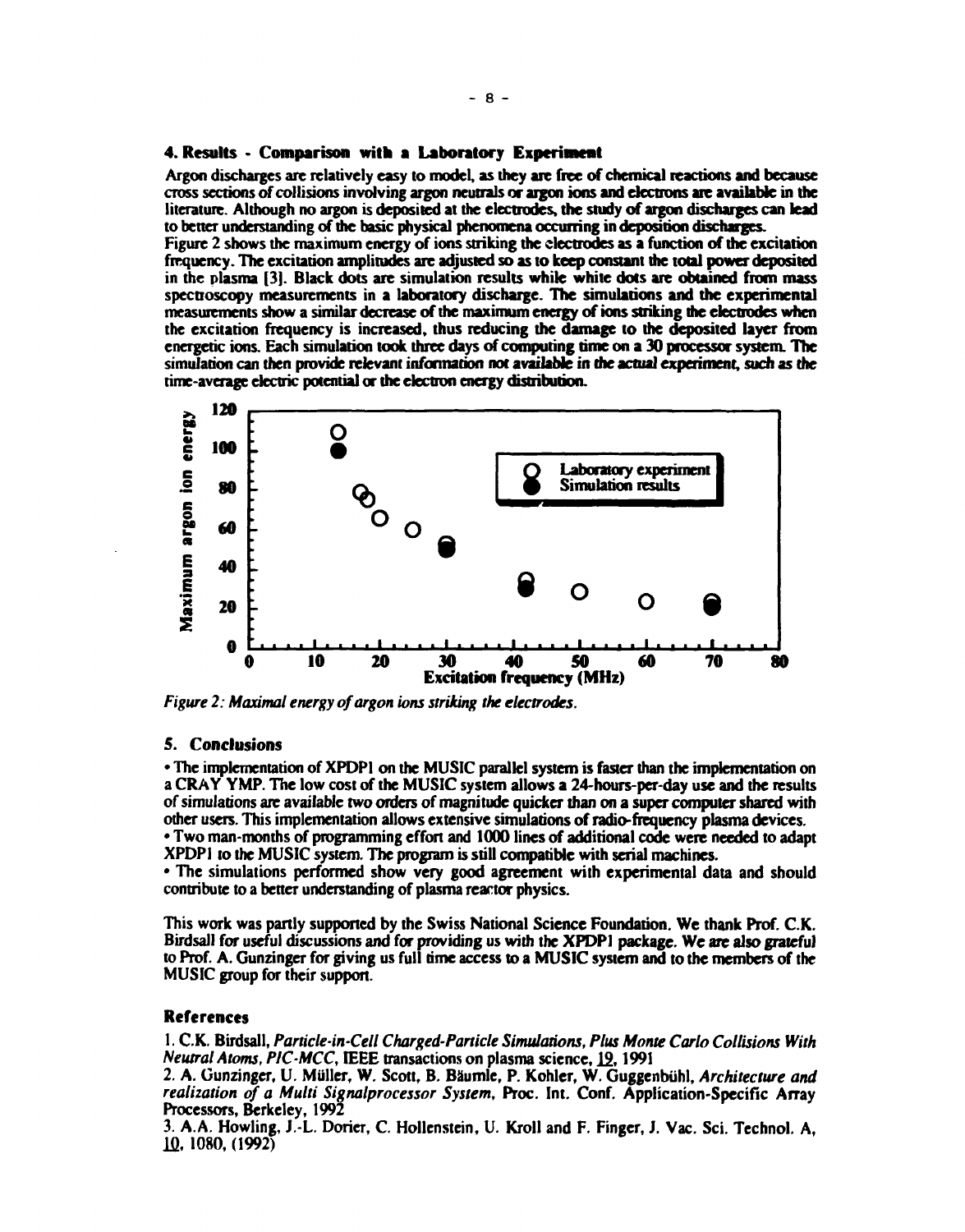## 4. Results - Comparison with a Laboratory Experiment

Argon discharges are relatively easy to model, as they are free of chemical reactions and because cross sections of collisions involving argon neutrals or argon ions and electrons are available in the literature. Although no argon is deposited at the electrodes, the study of argon discharges can lead to better understanding of the basic physical phenomena occurring in deposition discharges.

Figure 2 shows the maximum energy of ions striking the electrodes as a function of the excitation frequency. The excitation amplitudes are adjusted so as to keep constant the total power deposited in the plasma [3]. Black dots are simulation results while white dots are obtained from mass spectroscopy measurements in a laboratory discharge. The simulations and the experimental measurements show a similar decrease of the maximum energy of ions striking the electrodes when the excitation frequency is increased, thus reducing the damage to the deposited layer from energetic ions. Each simulation took three days of computing time on a 30 processor system. The simulation can then provide relevant information not available in the actual experiment, such as the time-average electric potential or the electron energy distribution.

*Figure 2: Maximal energy of argon ions striking the electrodes.*

## 5. Conclusions

- The implementation of XPDP1 on the MUSIC parallel system is faster than the implementation on a CRAY YMP. The low cost of the MUSIC system allows a 24-hours-per-day use and the results of simulations are available two orders of magnitude quicker than on a super computer shared with other users. This implementation allows extensive simulations of radio-frequency plasma devices.
- Two man-months of programming effort and 1000 lines of additional code were needed to adapt XPDP1 to the MUSIC system. The program is still compatible with serial machines.
- The simulations performed show very good agreement with experimental data and should contribute to a better understanding of plasma reactor physics.

This work was partly supported by the Swiss National Science Foundation. We thank Prof. C.K. Birdsall for useful discussions and for providing us with the XPDP1 package. We are also grateful to Prof. A. Gunzinger for giving us full time access to a MUSIC system and to the members of the MUSIC group for their support.

## References

1. C.K. Birdsall, *Particle-in-Cell Charged-Particle Simulations, Plus Monte Carlo Collisions With Neutral Atoms, PIC-MCC*, IEEE transactions on plasma science, 19, 1991
2. A. Gunzinger, U. Müller, W. Scott, B. Bäumle, P. Kohler, W. Guggenbühl, *Architecture and realization of a Multi Signalprocessor System*, Proc. Int. Conf. Application-Specific Array Processors, Berkeley, 1992
3. A.A. Howling, J.-L. Dorier, C. Hollenstein, U. Kroll and F. Finger, J. Vac. Sci. Technol. A, 10, 1080, (1992)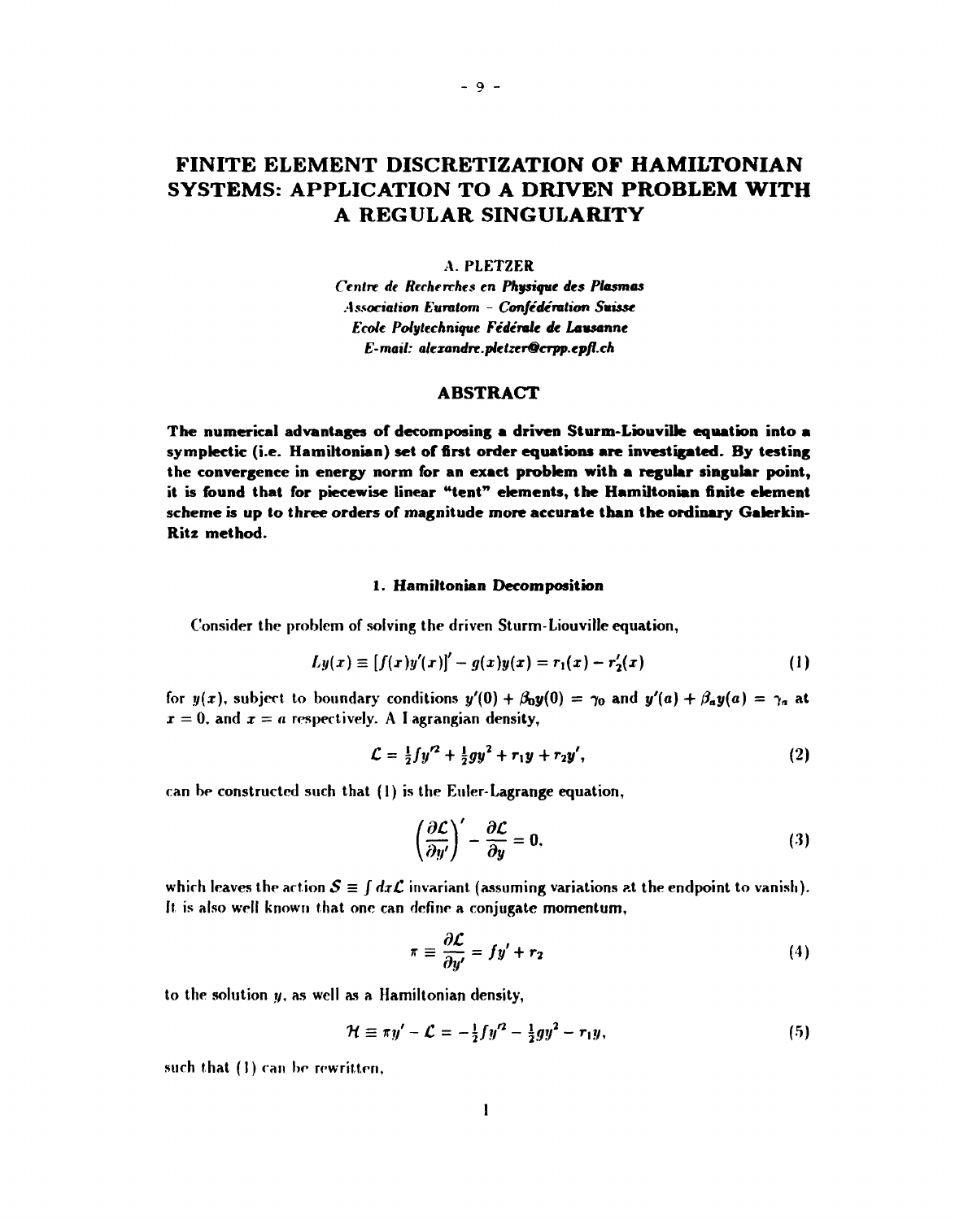# FINITE ELEMENT DISCRETIZATION OF HAMILTONIAN SYSTEMS: APPLICATION TO A DRIVEN PROBLEM WITH A REGULAR SINGULARITY

A. PLETZER

*Centre de Recherches en Physique des Plasmas*
*Association Euratom - Confédération Suisse*
*Ecole Polytechnique Fédérale de Lausanne*
*E-mail: alexandre.pletzer@crpp.epfl.ch*

## ABSTRACT

**The numerical advantages of decomposing a driven Sturm-Liouville equation into a symplectic (i.e. Hamiltonian) set of first order equations are investigated. By testing the convergence in energy norm for an exact problem with a regular singular point, it is found that for piecewise linear "tent" elements, the Hamiltonian finite element scheme is up to three orders of magnitude more accurate than the ordinary Galerkin-Ritz method.**

### 1. Hamiltonian Decomposition

Consider the problem of solving the driven Sturm-Liouville equation,

$$Ly(x) \equiv [f(x)y'(x)]' - g(x)y(x) = r_1(x) - r_2'(x) \tag{1}$$

for $y(x)$, subject to boundary conditions $y'(0) + \beta_0 y(0) = \gamma_0$ and $y'(a) + \beta_a y(a) = \gamma_a$ at $x = 0$, and $x = a$ respectively. A Lagrangian density,

$$\mathcal{L} = \tfrac{1}{2}fy'^2 + \tfrac{1}{2}gy^2 + r_1 y + r_2 y', \tag{2}$$

can be constructed such that (1) is the Euler-Lagrange equation,

$$\left(\frac{\partial \mathcal{L}}{\partial y'}\right)' - \frac{\partial \mathcal{L}}{\partial y} = 0, \tag{3}$$

which leaves the action $\mathcal{S} \equiv \int dx \mathcal{L}$ invariant (assuming variations at the endpoint to vanish). It is also well known that one can define a conjugate momentum,

$$\pi \equiv \frac{\partial \mathcal{L}}{\partial y'} = fy' + r_2 \tag{4}$$

to the solution $y$, as well as a Hamiltonian density,

$$\mathcal{H} \equiv \pi y' - \mathcal{L} = -\tfrac{1}{2}fy'^2 - \tfrac{1}{2}gy^2 - r_1 y, \tag{5}$$

such that (1) can be rewritten,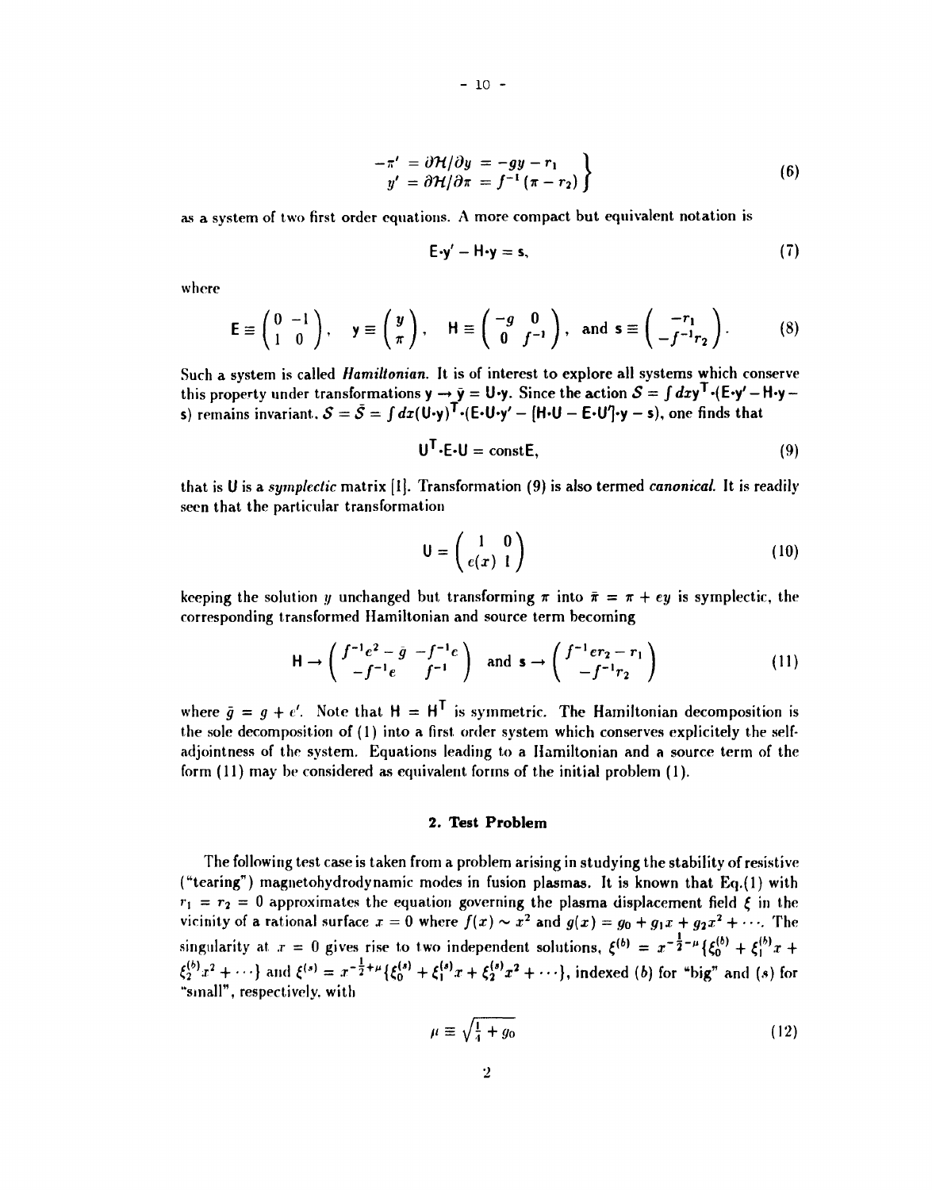$$
\left.\begin{aligned}
-\pi' &= \partial\mathcal{H}/\partial y = -gy - r_1 \\
y' &= \partial\mathcal{H}/\partial\pi = f^{-1}(\pi - r_2)
\end{aligned}\right\} \tag{6}
$$

as a system of two first order equations. A more compact but equivalent notation is

$$
\mathsf{E}\cdot\mathsf{y}' - \mathsf{H}\cdot\mathsf{y} = \mathsf{s}, \tag{7}
$$

where

$$
\mathsf{E} \equiv \begin{pmatrix} 0 & -1 \\ 1 & 0 \end{pmatrix}, \quad \mathsf{y} \equiv \begin{pmatrix} y \\ \pi \end{pmatrix}, \quad \mathsf{H} \equiv \begin{pmatrix} -g & 0 \\ 0 & f^{-1} \end{pmatrix}, \quad \text{and } \mathsf{s} \equiv \begin{pmatrix} -r_1 \\ -f^{-1}r_2 \end{pmatrix}. \tag{8}
$$

Such a system is called *Hamiltonian*. It is of interest to explore all systems which conserve this property under transformations $\mathsf{y} \to \bar{\mathsf{y}} = \mathsf{U}\cdot\mathsf{y}$. Since the action $\mathcal{S} = \int dx \mathsf{y}^{\mathsf{T}}\cdot(\mathsf{E}\cdot\mathsf{y}' - \mathsf{H}\cdot\mathsf{y} - \mathsf{s})$ remains invariant, $\mathcal{S} = \bar{\mathcal{S}} = \int dx(\mathsf{U}\cdot\mathsf{y})^{\mathsf{T}}\cdot(\mathsf{E}\cdot\mathsf{U}\cdot\mathsf{y}' - [\mathsf{H}\cdot\mathsf{U} - \mathsf{E}\cdot\mathsf{U}']\cdot\mathsf{y} - \mathsf{s})$, one finds that

$$
\mathsf{U}^{\mathsf{T}}\cdot\mathsf{E}\cdot\mathsf{U} = \text{const}\mathsf{E}, \tag{9}
$$

that is $\mathsf{U}$ is a *symplectic* matrix [1]. Transformation (9) is also termed *canonical*. It is readily seen that the particular transformation

$$
\mathsf{U} = \begin{pmatrix} 1 & 0 \\ e(x) & 1 \end{pmatrix} \tag{10}
$$

keeping the solution $y$ unchanged but transforming $\pi$ into $\bar{\pi} = \pi + ey$ is symplectic, the corresponding transformed Hamiltonian and source term becoming

$$
\mathsf{H} \to \begin{pmatrix} f^{-1}e^2 - \bar{g} & -f^{-1}e \\ -f^{-1}e & f^{-1} \end{pmatrix} \quad \text{and } \mathsf{s} \to \begin{pmatrix} f^{-1}er_2 - r_1 \\ -f^{-1}r_2 \end{pmatrix} \tag{11}
$$

where $\bar{g} = g + e'$. Note that $\mathsf{H} = \mathsf{H}^{\mathsf{T}}$ is symmetric. The Hamiltonian decomposition is the sole decomposition of (1) into a first order system which conserves explicitely the self-adjointness of the system. Equations leading to a Hamiltonian and a source term of the form (11) may be considered as equivalent forms of the initial problem (1).

## 2. Test Problem

The following test case is taken from a problem arising in studying the stability of resistive ("tearing") magnetohydrodynamic modes in fusion plasmas. It is known that Eq.(1) with $r_1 = r_2 = 0$ approximates the equation governing the plasma displacement field $\xi$ in the vicinity of a rational surface $x = 0$ where $f(x) \sim x^2$ and $g(x) = g_0 + g_1 x + g_2 x^2 + \cdots$. The singularity at $x = 0$ gives rise to two independent solutions, $\xi^{(b)} = x^{-\frac{1}{2}-\mu}\{\xi_0^{(b)} + \xi_1^{(b)}x + \xi_2^{(b)}x^2 + \cdots\}$ and $\xi^{(s)} = x^{-\frac{1}{2}+\mu}\{\xi_0^{(s)} + \xi_1^{(s)}x + \xi_2^{(s)}x^2 + \cdots\}$, indexed $(b)$ for "big" and $(s)$ for "small", respectively, with

$$
\mu \equiv \sqrt{\tfrac{1}{4} + g_0} \tag{12}
$$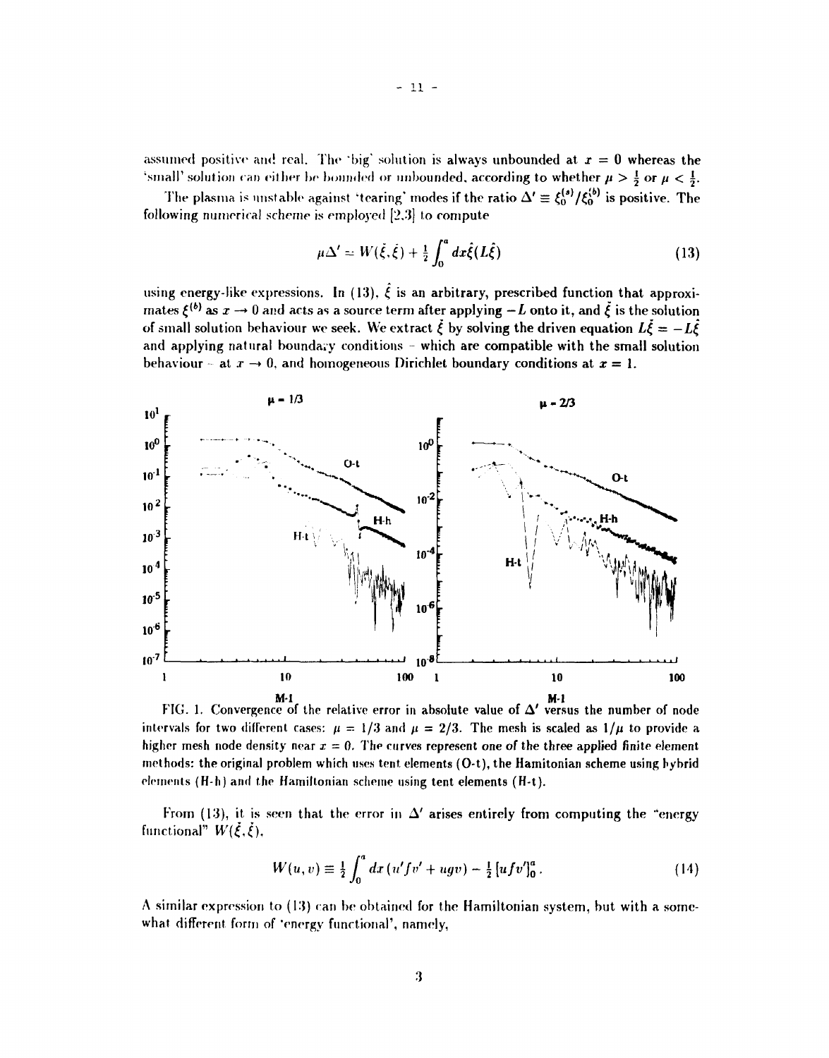assumed positive and real. The 'big' solution is always unbounded at $x = 0$ whereas the 'small' solution can either be bounded or unbounded, according to whether $\mu > \frac{1}{2}$ or $\mu < \frac{1}{2}$.

The plasma is unstable against 'tearing' modes if the ratio $\Delta' \equiv \xi_0^{(s)}/\xi_0^{(b)}$ is positive. The following numerical scheme is employed [2,3] to compute

$$\mu\Delta' = W(\check{\xi},\check{\xi}) + \tfrac{1}{2}\int_0^a dx\hat{\xi}(L\hat{\xi}) \tag{13}$$

using energy-like expressions. In (13), $\hat{\xi}$ is an arbitrary, prescribed function that approximates $\xi^{(b)}$ as $x \to 0$ and acts as a source term after applying $-L$ onto it, and $\check{\xi}$ is the solution of small solution behaviour we seek. We extract $\check{\xi}$ by solving the driven equation $L\check{\xi} = -L\hat{\xi}$ and applying natural boundary conditions – which are compatible with the small solution behaviour – at $x \to 0$, and homogeneous Dirichlet boundary conditions at $x = 1$.

FIG. 1. Convergence of the relative error in absolute value of $\Delta'$ versus the number of node intervals for two different cases: $\mu = 1/3$ and $\mu = 2/3$. The mesh is scaled as $1/\mu$ to provide a higher mesh node density near $x = 0$. The curves represent one of the three applied finite element methods: the original problem which uses tent elements (O-t), the Hamitonian scheme using hybrid elements (H-h) and the Hamiltonian scheme using tent elements (H-t).

From (13), it is seen that the error in $\Delta'$ arises entirely from computing the "energy functional" $W(\check{\xi},\check{\xi})$,

$$W(u,v) \equiv \tfrac{1}{2}\int_0^a dx\,(u'fv' + ugv) - \tfrac{1}{2}\left[ufv'\right]_0^a. \tag{14}$$

A similar expression to (13) can be obtained for the Hamiltonian system, but with a somewhat different form of 'energy functional', namely,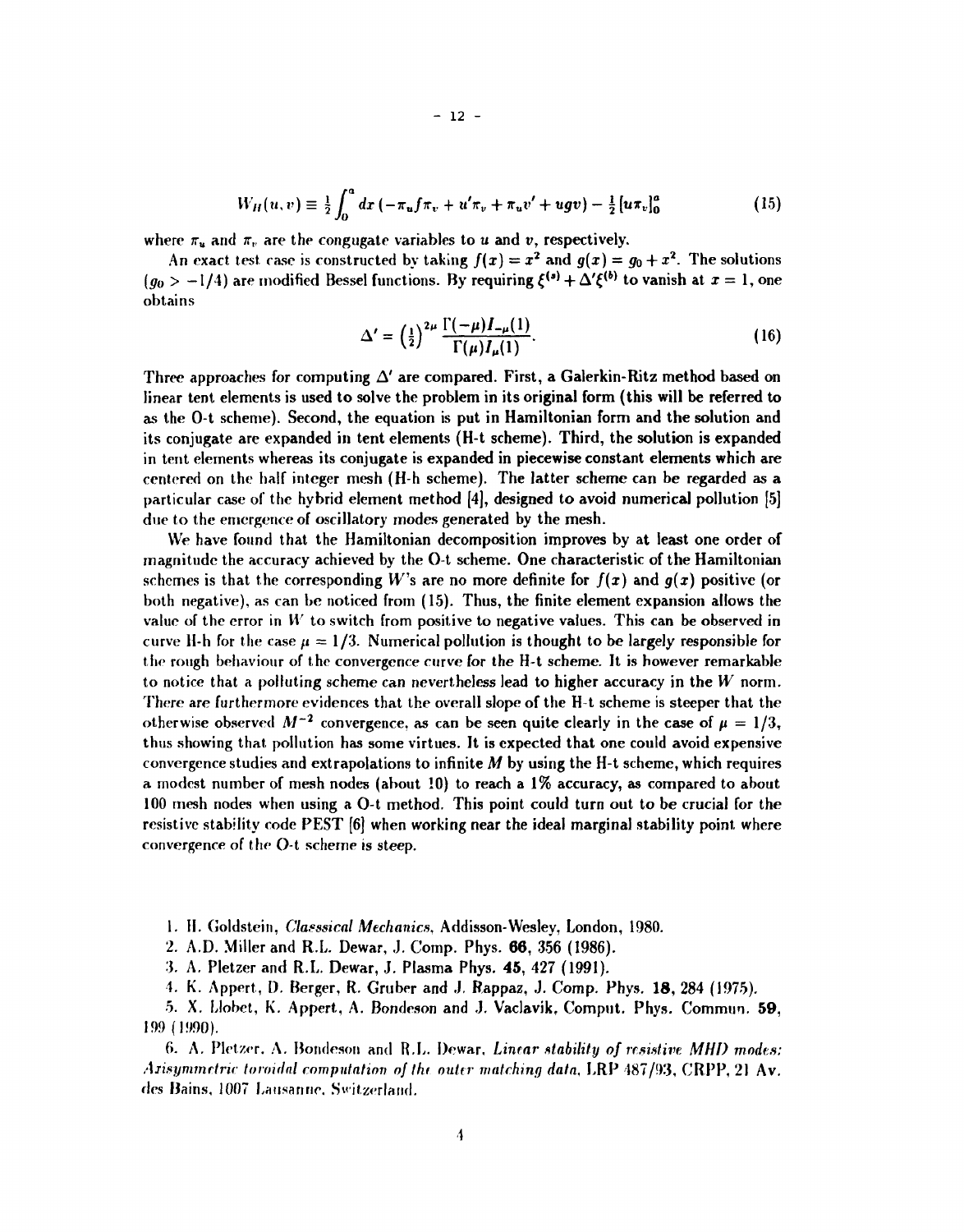$$W_H(u, v) \equiv \frac{1}{2}\int_0^a dx\,(-\pi_u f \pi_v + u'\pi_v + \pi_u v' + ugv) - \frac{1}{2}\left[u\pi_v\right]_0^a \tag{15}$$

where $\pi_u$ and $\pi_v$ are the congugate variables to $u$ and $v$, respectively.

An exact test case is constructed by taking $f(x) = x^2$ and $g(x) = g_0 + x^2$. The solutions ($g_0 > -1/4$) are modified Bessel functions. By requiring $\xi^{(a)} + \Delta'\xi^{(b)}$ to vanish at $x = 1$, one obtains

$$\Delta' = \left(\tfrac{1}{2}\right)^{2\mu} \frac{\Gamma(-\mu) I_{-\mu}(1)}{\Gamma(\mu) I_{\mu}(1)}. \tag{16}$$

Three approaches for computing $\Delta'$ are compared. First, a Galerkin-Ritz method based on linear tent elements is used to solve the problem in its original form (this will be referred to as the O-t scheme). Second, the equation is put in Hamiltonian form and the solution and its conjugate are expanded in tent elements (H-t scheme). Third, the solution is expanded in tent elements whereas its conjugate is expanded in piecewise constant elements which are centered on the half integer mesh (H-h scheme). The latter scheme can be regarded as a particular case of the hybrid element method [4], designed to avoid numerical pollution [5] due to the emergence of oscillatory modes generated by the mesh.

We have found that the Hamiltonian decomposition improves by at least one order of magnitude the accuracy achieved by the O-t scheme. One characteristic of the Hamiltonian schemes is that the corresponding $W$'s are no more definite for $f(x)$ and $g(x)$ positive (or both negative), as can be noticed from (15). Thus, the finite element expansion allows the value of the error in $W$ to switch from positive to negative values. This can be observed in curve H-h for the case $\mu = 1/3$. Numerical pollution is thought to be largely responsible for the rough behaviour of the convergence curve for the H-t scheme. It is however remarkable to notice that a polluting scheme can nevertheless lead to higher accuracy in the $W$ norm. There are furthermore evidences that the overall slope of the H-t scheme is steeper that the otherwise observed $M^{-2}$ convergence, as can be seen quite clearly in the case of $\mu = 1/3$, thus showing that pollution has some virtues. It is expected that one could avoid expensive convergence studies and extrapolations to infinite $M$ by using the H-t scheme, which requires a modest number of mesh nodes (about 10) to reach a 1% accuracy, as compared to about 100 mesh nodes when using a O-t method. This point could turn out to be crucial for the resistive stability code PEST [6] when working near the ideal marginal stability point where convergence of the O-t scheme is steep.

1. H. Goldstein, *Classical Mechanics*, Addisson-Wesley, London, 1980.
2. A.D. Miller and R.L. Dewar, J. Comp. Phys. **66**, 356 (1986).
3. A. Pletzer and R.L. Dewar, J. Plasma Phys. **45**, 427 (1991).
4. K. Appert, D. Berger, R. Gruber and J. Rappaz, J. Comp. Phys. **18**, 284 (1975).
5. X. Llobet, K. Appert, A. Bondeson and J. Vaclavik, Comput. Phys. Commun. **59**, 199 (1990).
6. A. Pletzer, A. Bondeson and R.L. Dewar, *Linear stability of resistive MHD modes: Axisymmetric toroidal computation of the outer matching data*, LRP 487/93, CRPP, 21 Av. des Bains, 1007 Lausanne, Switzerland.